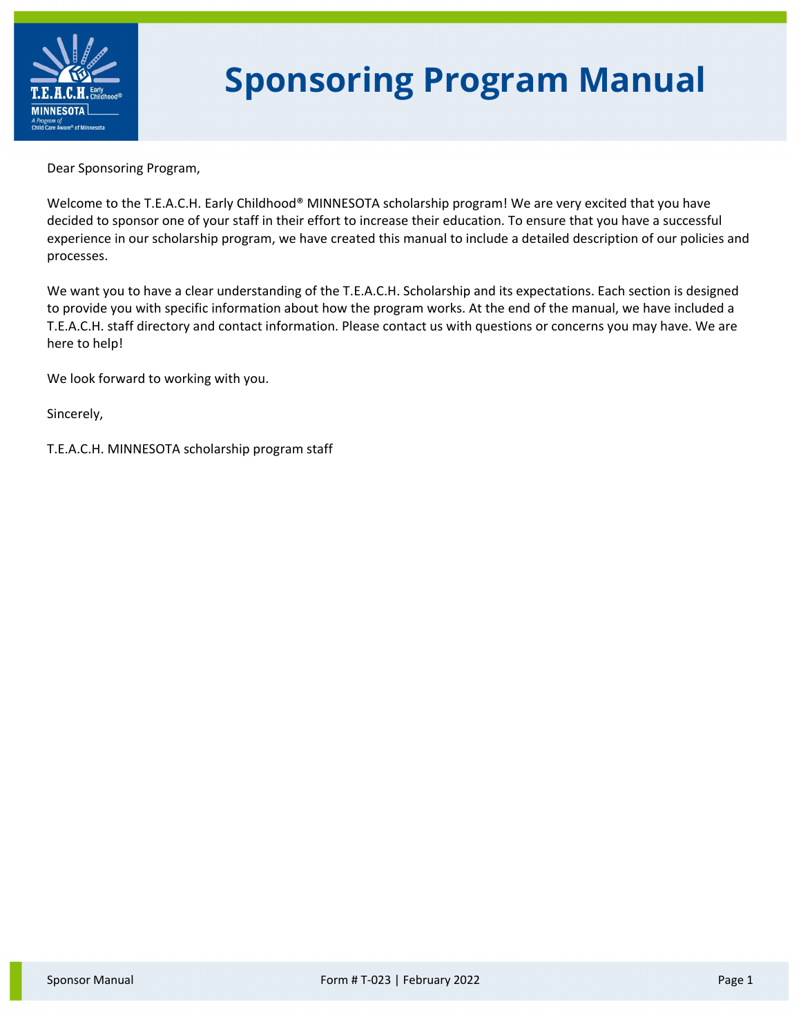# Sponsoring Program Manual

Dear Sponsoring Program,

Welcome to the T.E.A.C.H. Early Childhood® MINNESOTA scholarship program! We are very excited that you have decided to sponsor one of your staff in their effort to increase their education. To ensure that you have a successful experience in our scholarship program, we have created this manual to include a detailed description of our policies and processes.

We want you to have a clear understanding of the T.E.A.C.H. Scholarship and its expectations. Each section is designed to provide you with specific information about how the program works. At the end of the manual, we have included a T.E.A.C.H. staff directory and contact information. Please contact us with questions or concerns you may have. We are here to help!

We look forward to working with you.

Sincerely,

T.E.A.C.H. MINNESOTA scholarship program staff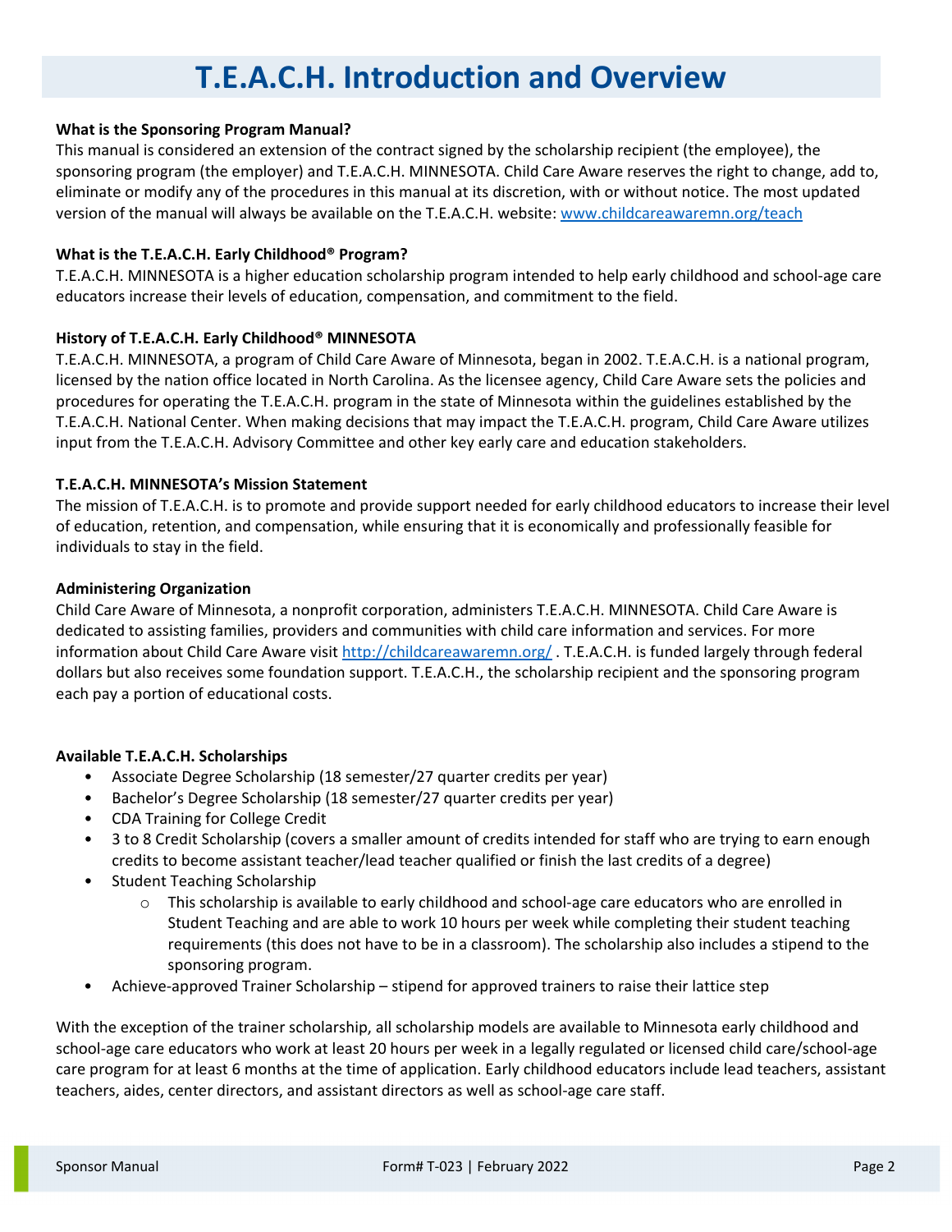# T.E.A.C.H. Introduction and Overview

**What is the Sponsoring Program Manual?**

This manual is considered an extension of the contract signed by the scholarship recipient (the employee), the sponsoring program (the employer) and T.E.A.C.H. MINNESOTA. Child Care Aware reserves the right to change, add to, eliminate or modify any of the procedures in this manual at its discretion, with or without notice. The most updated version of the manual will always be available on the T.E.A.C.H. website: www.childcareawaremn.org/teach

**What is the T.E.A.C.H. Early Childhood® Program?**

T.E.A.C.H. MINNESOTA is a higher education scholarship program intended to help early childhood and school-age care educators increase their levels of education, compensation, and commitment to the field.

**History of T.E.A.C.H. Early Childhood® MINNESOTA**

T.E.A.C.H. MINNESOTA, a program of Child Care Aware of Minnesota, began in 2002. T.E.A.C.H. is a national program, licensed by the nation office located in North Carolina. As the licensee agency, Child Care Aware sets the policies and procedures for operating the T.E.A.C.H. program in the state of Minnesota within the guidelines established by the T.E.A.C.H. National Center. When making decisions that may impact the T.E.A.C.H. program, Child Care Aware utilizes input from the T.E.A.C.H. Advisory Committee and other key early care and education stakeholders.

**T.E.A.C.H. MINNESOTA's Mission Statement**

The mission of T.E.A.C.H. is to promote and provide support needed for early childhood educators to increase their level of education, retention, and compensation, while ensuring that it is economically and professionally feasible for individuals to stay in the field.

**Administering Organization**

Child Care Aware of Minnesota, a nonprofit corporation, administers T.E.A.C.H. MINNESOTA. Child Care Aware is dedicated to assisting families, providers and communities with child care information and services. For more information about Child Care Aware visit http://childcareawaremn.org/ . T.E.A.C.H. is funded largely through federal dollars but also receives some foundation support. T.E.A.C.H., the scholarship recipient and the sponsoring program each pay a portion of educational costs.

**Available T.E.A.C.H. Scholarships**

- Associate Degree Scholarship (18 semester/27 quarter credits per year)
- Bachelor's Degree Scholarship (18 semester/27 quarter credits per year)
- CDA Training for College Credit
- 3 to 8 Credit Scholarship (covers a smaller amount of credits intended for staff who are trying to earn enough credits to become assistant teacher/lead teacher qualified or finish the last credits of a degree)
- Student Teaching Scholarship
  - This scholarship is available to early childhood and school-age care educators who are enrolled in Student Teaching and are able to work 10 hours per week while completing their student teaching requirements (this does not have to be in a classroom). The scholarship also includes a stipend to the sponsoring program.
- Achieve-approved Trainer Scholarship – stipend for approved trainers to raise their lattice step

With the exception of the trainer scholarship, all scholarship models are available to Minnesota early childhood and school-age care educators who work at least 20 hours per week in a legally regulated or licensed child care/school-age care program for at least 6 months at the time of application. Early childhood educators include lead teachers, assistant teachers, aides, center directors, and assistant directors as well as school-age care staff.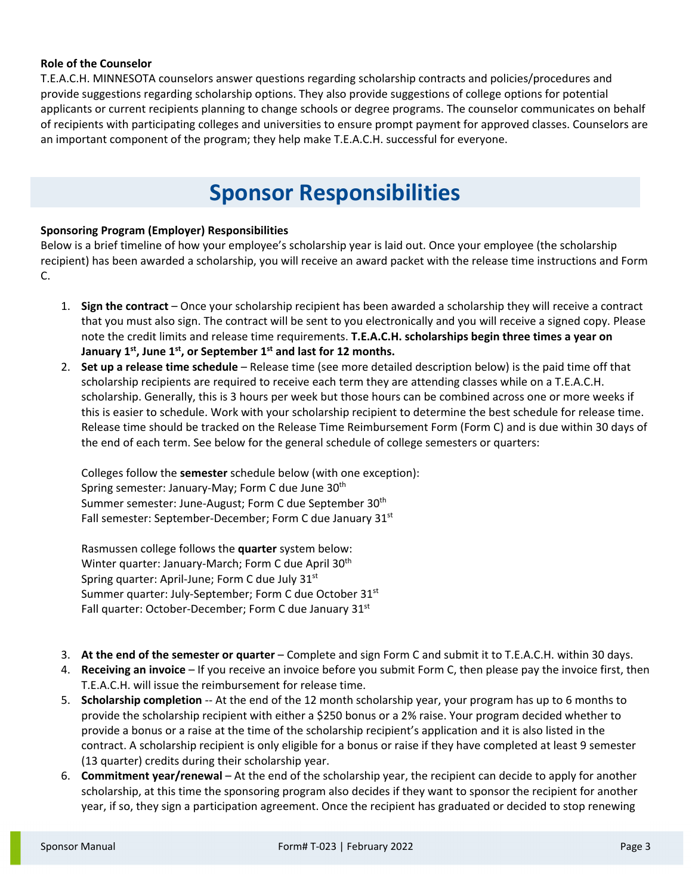**Role of the Counselor**

T.E.A.C.H. MINNESOTA counselors answer questions regarding scholarship contracts and policies/procedures and provide suggestions regarding scholarship options. They also provide suggestions of college options for potential applicants or current recipients planning to change schools or degree programs. The counselor communicates on behalf of recipients with participating colleges and universities to ensure prompt payment for approved classes. Counselors are an important component of the program; they help make T.E.A.C.H. successful for everyone.

# Sponsor Responsibilities

**Sponsoring Program (Employer) Responsibilities**

Below is a brief timeline of how your employee's scholarship year is laid out. Once your employee (the scholarship recipient) has been awarded a scholarship, you will receive an award packet with the release time instructions and Form C.

1. **Sign the contract** – Once your scholarship recipient has been awarded a scholarship they will receive a contract that you must also sign. The contract will be sent to you electronically and you will receive a signed copy. Please note the credit limits and release time requirements. **T.E.A.C.H. scholarships begin three times a year on January 1st, June 1st, or September 1st and last for 12 months.**
2. **Set up a release time schedule** – Release time (see more detailed description below) is the paid time off that scholarship recipients are required to receive each term they are attending classes while on a T.E.A.C.H. scholarship. Generally, this is 3 hours per week but those hours can be combined across one or more weeks if this is easier to schedule. Work with your scholarship recipient to determine the best schedule for release time. Release time should be tracked on the Release Time Reimbursement Form (Form C) and is due within 30 days of the end of each term. See below for the general schedule of college semesters or quarters:

   Colleges follow the **semester** schedule below (with one exception):
   Spring semester: January-May; Form C due June 30th
   Summer semester: June-August; Form C due September 30th
   Fall semester: September-December; Form C due January 31st

   Rasmussen college follows the **quarter** system below:
   Winter quarter: January-March; Form C due April 30th
   Spring quarter: April-June; Form C due July 31st
   Summer quarter: July-September; Form C due October 31st
   Fall quarter: October-December; Form C due January 31st

3. **At the end of the semester or quarter** – Complete and sign Form C and submit it to T.E.A.C.H. within 30 days.
4. **Receiving an invoice** – If you receive an invoice before you submit Form C, then please pay the invoice first, then T.E.A.C.H. will issue the reimbursement for release time.
5. **Scholarship completion** -- At the end of the 12 month scholarship year, your program has up to 6 months to provide the scholarship recipient with either a $250 bonus or a 2% raise. Your program decided whether to provide a bonus or a raise at the time of the scholarship recipient's application and it is also listed in the contract. A scholarship recipient is only eligible for a bonus or raise if they have completed at least 9 semester (13 quarter) credits during their scholarship year.
6. **Commitment year/renewal** – At the end of the scholarship year, the recipient can decide to apply for another scholarship, at this time the sponsoring program also decides if they want to sponsor the recipient for another year, if so, they sign a participation agreement. Once the recipient has graduated or decided to stop renewing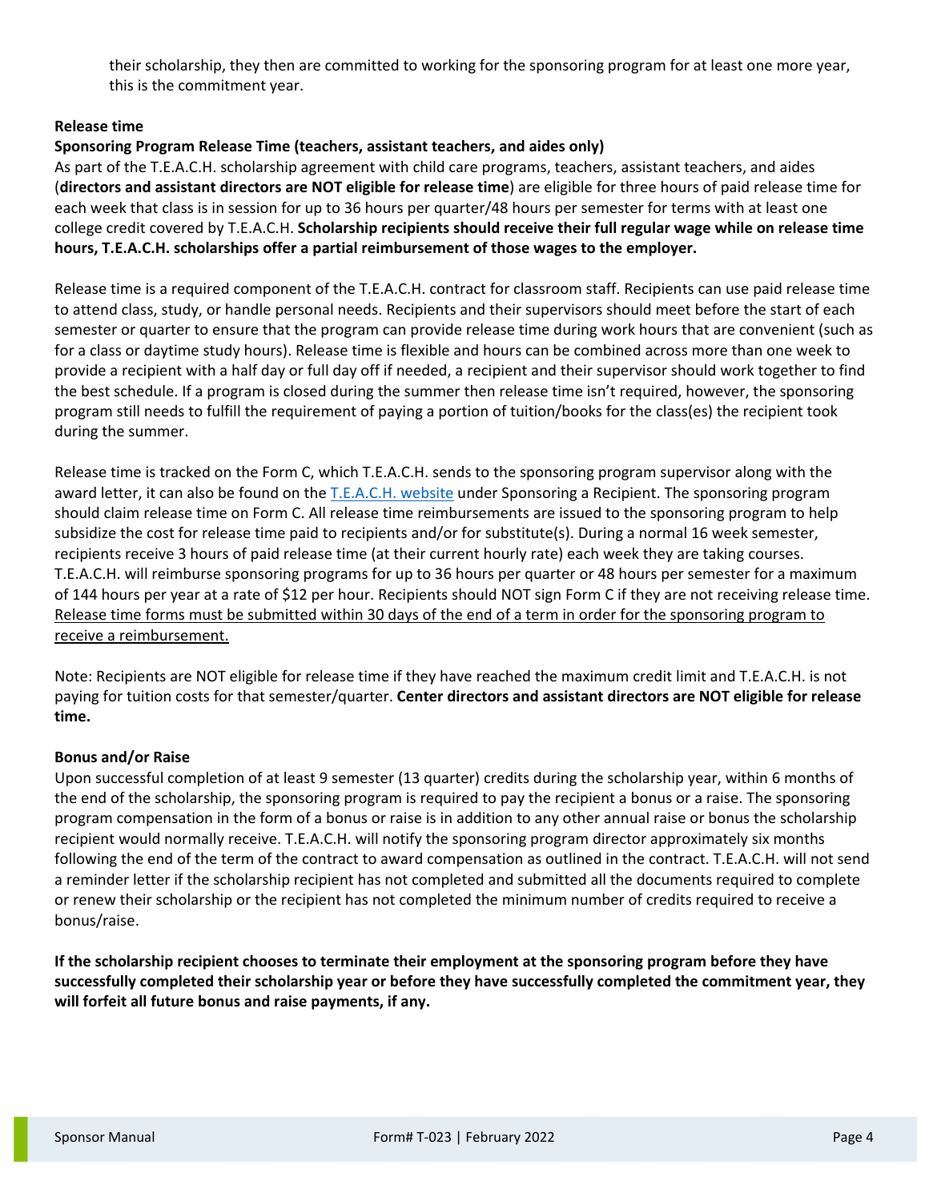their scholarship, they then are committed to working for the sponsoring program for at least one more year, this is the commitment year.

### Release time

#### Sponsoring Program Release Time (teachers, assistant teachers, and aides only)

As part of the T.E.A.C.H. scholarship agreement with child care programs, teachers, assistant teachers, and aides (**directors and assistant directors are NOT eligible for release time**) are eligible for three hours of paid release time for each week that class is in session for up to 36 hours per quarter/48 hours per semester for terms with at least one college credit covered by T.E.A.C.H. **Scholarship recipients should receive their full regular wage while on release time hours, T.E.A.C.H. scholarships offer a partial reimbursement of those wages to the employer.**

Release time is a required component of the T.E.A.C.H. contract for classroom staff. Recipients can use paid release time to attend class, study, or handle personal needs. Recipients and their supervisors should meet before the start of each semester or quarter to ensure that the program can provide release time during work hours that are convenient (such as for a class or daytime study hours). Release time is flexible and hours can be combined across more than one week to provide a recipient with a half day or full day off if needed, a recipient and their supervisor should work together to find the best schedule. If a program is closed during the summer then release time isn't required, however, the sponsoring program still needs to fulfill the requirement of paying a portion of tuition/books for the class(es) the recipient took during the summer.

Release time is tracked on the Form C, which T.E.A.C.H. sends to the sponsoring program supervisor along with the award letter, it can also be found on the T.E.A.C.H. website under Sponsoring a Recipient. The sponsoring program should claim release time on Form C. All release time reimbursements are issued to the sponsoring program to help subsidize the cost for release time paid to recipients and/or for substitute(s). During a normal 16 week semester, recipients receive 3 hours of paid release time (at their current hourly rate) each week they are taking courses. T.E.A.C.H. will reimburse sponsoring programs for up to 36 hours per quarter or 48 hours per semester for a maximum of 144 hours per year at a rate of $12 per hour. Recipients should NOT sign Form C if they are not receiving release time. <u>Release time forms must be submitted within 30 days of the end of a term in order for the sponsoring program to receive a reimbursement.</u>

Note: Recipients are NOT eligible for release time if they have reached the maximum credit limit and T.E.A.C.H. is not paying for tuition costs for that semester/quarter. **Center directors and assistant directors are NOT eligible for release time.**

### Bonus and/or Raise

Upon successful completion of at least 9 semester (13 quarter) credits during the scholarship year, within 6 months of the end of the scholarship, the sponsoring program is required to pay the recipient a bonus or a raise. The sponsoring program compensation in the form of a bonus or raise is in addition to any other annual raise or bonus the scholarship recipient would normally receive. T.E.A.C.H. will notify the sponsoring program director approximately six months following the end of the term of the contract to award compensation as outlined in the contract. T.E.A.C.H. will not send a reminder letter if the scholarship recipient has not completed and submitted all the documents required to complete or renew their scholarship or the recipient has not completed the minimum number of credits required to receive a bonus/raise.

**If the scholarship recipient chooses to terminate their employment at the sponsoring program before they have successfully completed their scholarship year or before they have successfully completed the commitment year, they will forfeit all future bonus and raise payments, if any.**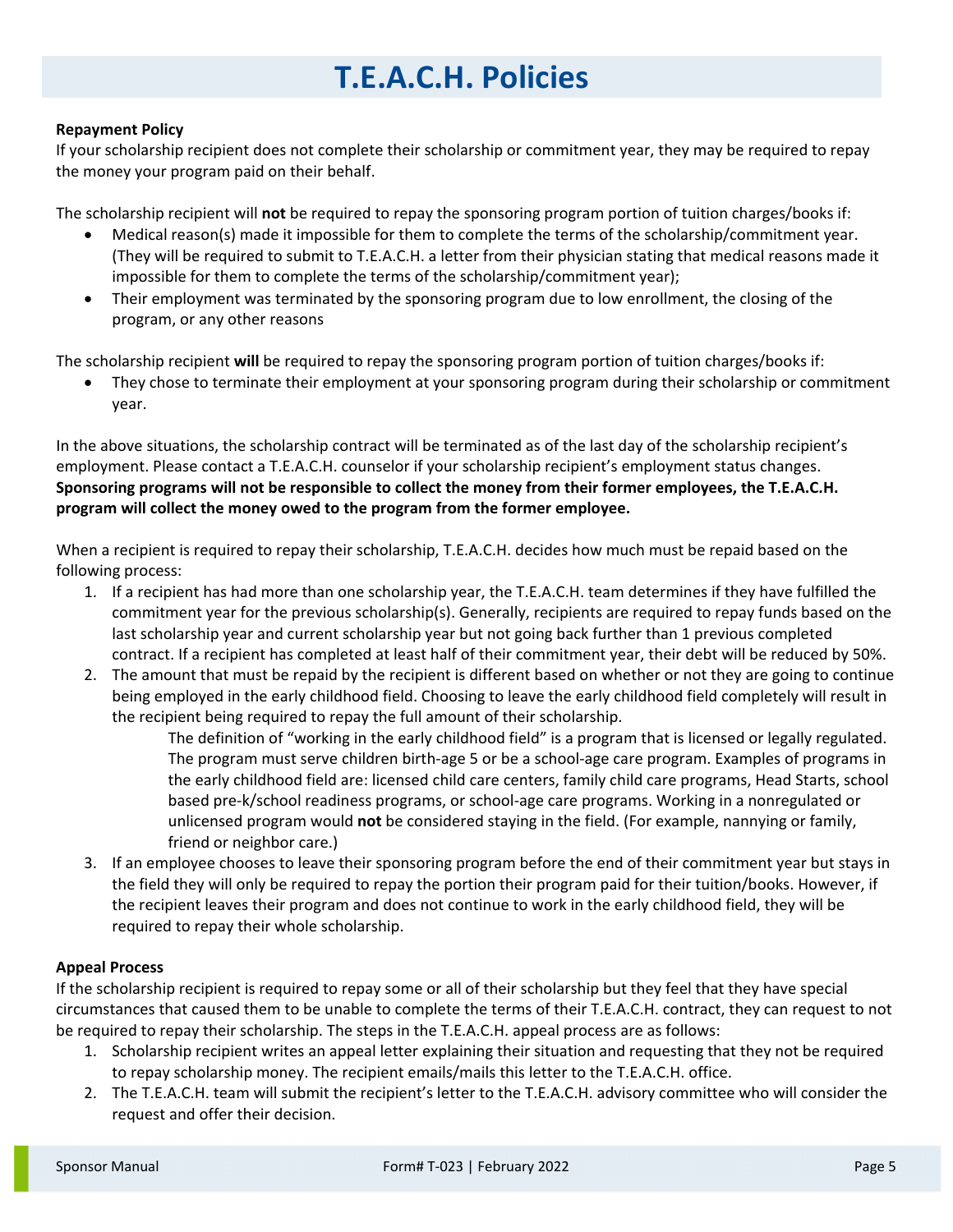# T.E.A.C.H. Policies

**Repayment Policy**

If your scholarship recipient does not complete their scholarship or commitment year, they may be required to repay the money your program paid on their behalf.

The scholarship recipient will **not** be required to repay the sponsoring program portion of tuition charges/books if:

- Medical reason(s) made it impossible for them to complete the terms of the scholarship/commitment year. (They will be required to submit to T.E.A.C.H. a letter from their physician stating that medical reasons made it impossible for them to complete the terms of the scholarship/commitment year);
- Their employment was terminated by the sponsoring program due to low enrollment, the closing of the program, or any other reasons

The scholarship recipient **will** be required to repay the sponsoring program portion of tuition charges/books if:

- They chose to terminate their employment at your sponsoring program during their scholarship or commitment year.

In the above situations, the scholarship contract will be terminated as of the last day of the scholarship recipient's employment. Please contact a T.E.A.C.H. counselor if your scholarship recipient's employment status changes. **Sponsoring programs will not be responsible to collect the money from their former employees, the T.E.A.C.H. program will collect the money owed to the program from the former employee.**

When a recipient is required to repay their scholarship, T.E.A.C.H. decides how much must be repaid based on the following process:

1. If a recipient has had more than one scholarship year, the T.E.A.C.H. team determines if they have fulfilled the commitment year for the previous scholarship(s). Generally, recipients are required to repay funds based on the last scholarship year and current scholarship year but not going back further than 1 previous completed contract. If a recipient has completed at least half of their commitment year, their debt will be reduced by 50%.
2. The amount that must be repaid by the recipient is different based on whether or not they are going to continue being employed in the early childhood field. Choosing to leave the early childhood field completely will result in the recipient being required to repay the full amount of their scholarship.

   The definition of "working in the early childhood field" is a program that is licensed or legally regulated. The program must serve children birth-age 5 or be a school-age care program. Examples of programs in the early childhood field are: licensed child care centers, family child care programs, Head Starts, school based pre-k/school readiness programs, or school-age care programs. Working in a nonregulated or unlicensed program would **not** be considered staying in the field. (For example, nannying or family, friend or neighbor care.)
3. If an employee chooses to leave their sponsoring program before the end of their commitment year but stays in the field they will only be required to repay the portion their program paid for their tuition/books. However, if the recipient leaves their program and does not continue to work in the early childhood field, they will be required to repay their whole scholarship.

**Appeal Process**

If the scholarship recipient is required to repay some or all of their scholarship but they feel that they have special circumstances that caused them to be unable to complete the terms of their T.E.A.C.H. contract, they can request to not be required to repay their scholarship. The steps in the T.E.A.C.H. appeal process are as follows:

1. Scholarship recipient writes an appeal letter explaining their situation and requesting that they not be required to repay scholarship money. The recipient emails/mails this letter to the T.E.A.C.H. office.
2. The T.E.A.C.H. team will submit the recipient's letter to the T.E.A.C.H. advisory committee who will consider the request and offer their decision.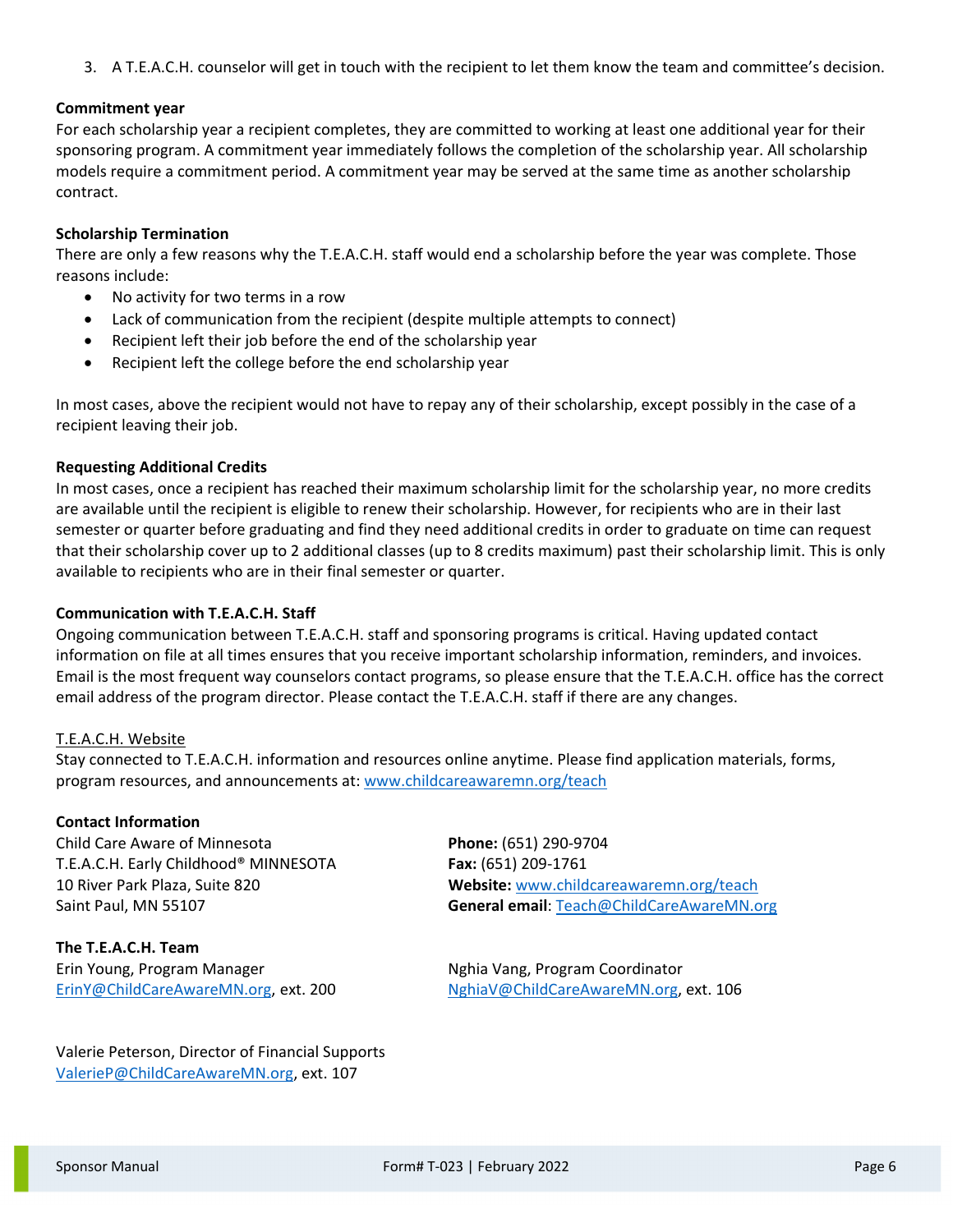3. A T.E.A.C.H. counselor will get in touch with the recipient to let them know the team and committee's decision.

**Commitment year**

For each scholarship year a recipient completes, they are committed to working at least one additional year for their sponsoring program. A commitment year immediately follows the completion of the scholarship year. All scholarship models require a commitment period. A commitment year may be served at the same time as another scholarship contract.

**Scholarship Termination**

There are only a few reasons why the T.E.A.C.H. staff would end a scholarship before the year was complete. Those reasons include:

- No activity for two terms in a row
- Lack of communication from the recipient (despite multiple attempts to connect)
- Recipient left their job before the end of the scholarship year
- Recipient left the college before the end scholarship year

In most cases, above the recipient would not have to repay any of their scholarship, except possibly in the case of a recipient leaving their job.

**Requesting Additional Credits**

In most cases, once a recipient has reached their maximum scholarship limit for the scholarship year, no more credits are available until the recipient is eligible to renew their scholarship. However, for recipients who are in their last semester or quarter before graduating and find they need additional credits in order to graduate on time can request that their scholarship cover up to 2 additional classes (up to 8 credits maximum) past their scholarship limit. This is only available to recipients who are in their final semester or quarter.

**Communication with T.E.A.C.H. Staff**

Ongoing communication between T.E.A.C.H. staff and sponsoring programs is critical. Having updated contact information on file at all times ensures that you receive important scholarship information, reminders, and invoices. Email is the most frequent way counselors contact programs, so please ensure that the T.E.A.C.H. office has the correct email address of the program director. Please contact the T.E.A.C.H. staff if there are any changes.

T.E.A.C.H. Website

Stay connected to T.E.A.C.H. information and resources online anytime. Please find application materials, forms, program resources, and announcements at: www.childcareawaremn.org/teach

**Contact Information**

Child Care Aware of Minnesota
T.E.A.C.H. Early Childhood® MINNESOTA
10 River Park Plaza, Suite 820
Saint Paul, MN 55107

**Phone:** (651) 290-9704
**Fax:** (651) 209-1761
**Website:** www.childcareawaremn.org/teach
**General email**: Teach@ChildCareAwareMN.org

**The T.E.A.C.H. Team**

Erin Young, Program Manager
ErinY@ChildCareAwareMN.org, ext. 200

Nghia Vang, Program Coordinator
NghiaV@ChildCareAwareMN.org, ext. 106

Valerie Peterson, Director of Financial Supports
ValerieP@ChildCareAwareMN.org, ext. 107